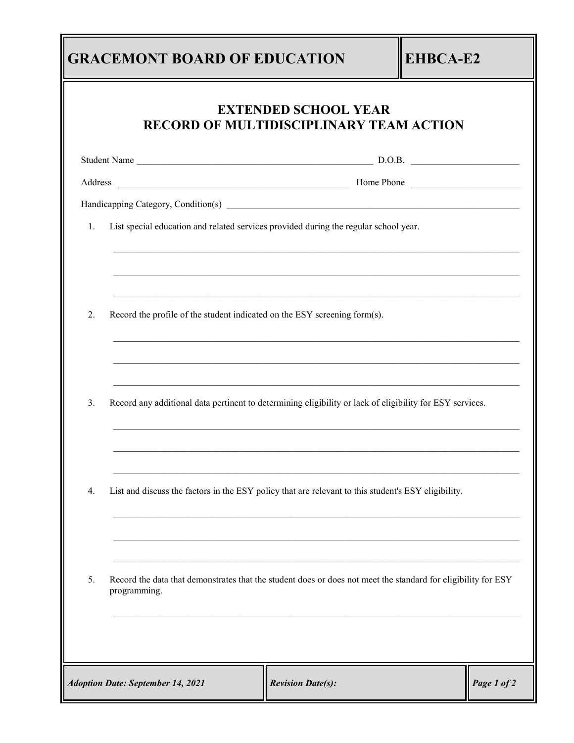# GRACEMONT BOARD OF EDUCATION

**EHBCA-E2**

## EXTENDED SCHOOL YEAR
## RECORD OF MULTIDISCIPLINARY TEAM ACTION

Student Name ______________________________________________ D.O.B. ______________________

Address ______________________________________________ Home Phone ______________________

Handicapping Category, Condition(s) ______________________________________________________________

1. List special education and related services provided during the regular school year.

   ______________________________________________________________________________

   ______________________________________________________________________________

   ______________________________________________________________________________

2. Record the profile of the student indicated on the ESY screening form(s).

   ______________________________________________________________________________

   ______________________________________________________________________________

   ______________________________________________________________________________

3. Record any additional data pertinent to determining eligibility or lack of eligibility for ESY services.

   ______________________________________________________________________________

   ______________________________________________________________________________

   ______________________________________________________________________________

4. List and discuss the factors in the ESY policy that are relevant to this student's ESY eligibility.

   ______________________________________________________________________________

   ______________________________________________________________________________

   ______________________________________________________________________________

5. Record the data that demonstrates that the student does or does not meet the standard for eligibility for ESY programming.

   ______________________________________________________________________________

***Adoption Date: September 14, 2021*** | ***Revision Date(s):***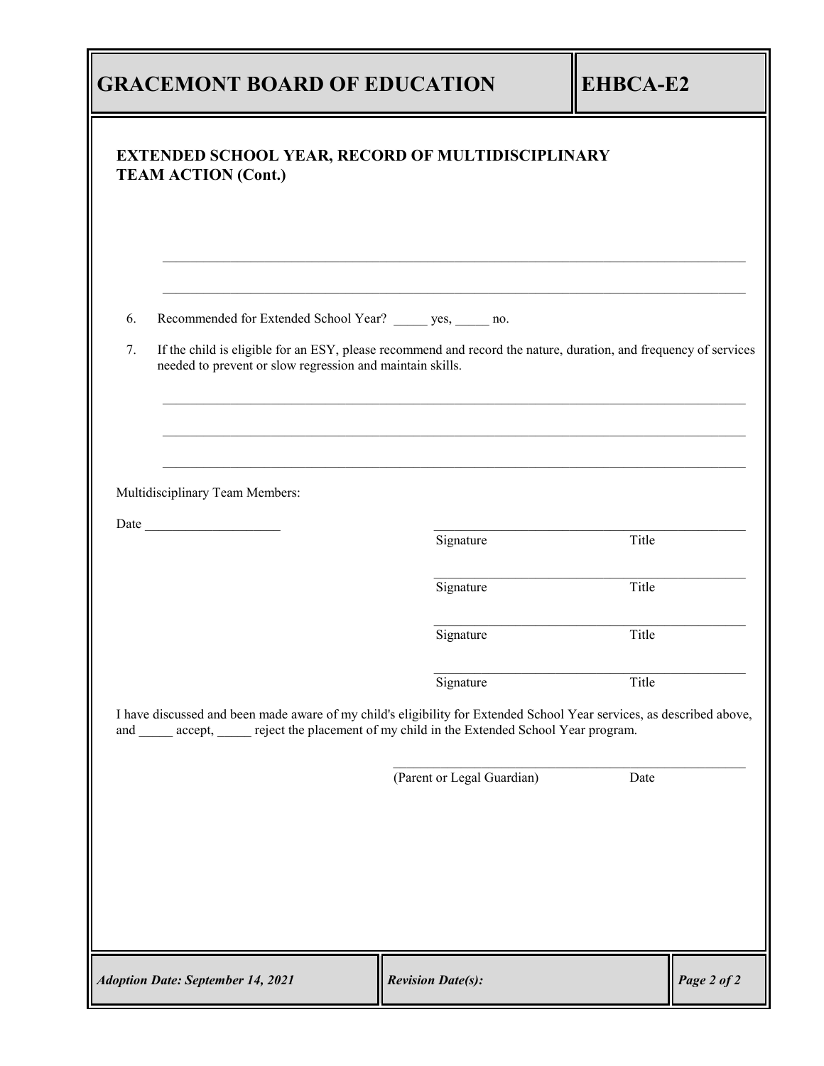# GRACEMONT BOARD OF EDUCATION

# EHBCA-E2

## EXTENDED SCHOOL YEAR, RECORD OF MULTIDISCIPLINARY TEAM ACTION (Cont.)

______________________________________________________________________________

______________________________________________________________________________

6. Recommended for Extended School Year? _____ yes, _____ no.

7. If the child is eligible for an ESY, please recommend and record the nature, duration, and frequency of services needed to prevent or slow regression and maintain skills.

   ______________________________________________________________________________

   ______________________________________________________________________________

   ______________________________________________________________________________

Multidisciplinary Team Members:

Date ____________________

______________________________________________
Signature Title

______________________________________________
Signature Title

______________________________________________
Signature Title

______________________________________________
Signature Title

I have discussed and been made aware of my child's eligibility for Extended School Year services, as described above, and _____ accept, _____ reject the placement of my child in the Extended School Year program.

______________________________________________
(Parent or Legal Guardian) Date

*Adoption Date: September 14, 2021* | *Revision Date(s):*